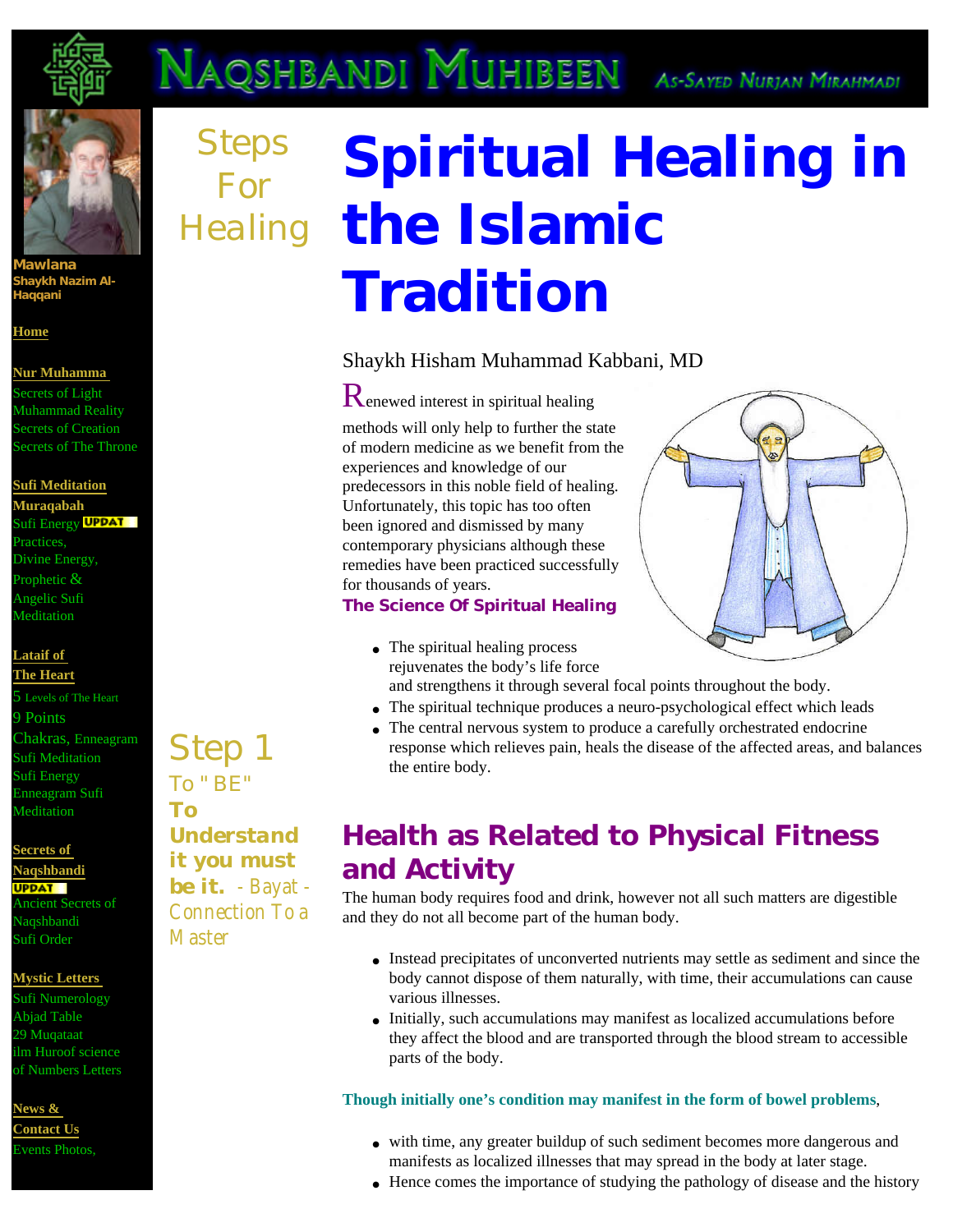# Naqshbandi Muhibeen

As-Sayed Nurjan Mirahmadi

Mawlana Shaykh Nazim Al-Haqqani

Home

Nur Muhamma
Secrets of Light
Muhammad Reality
Secrets of Creation
Secrets of The Throne

Sufi Meditation
Muraqabah
Sufi Energy UPDAT
Practices,
Divine Energy,
Prophetic &
Angelic Sufi
Meditation

Lataif of
The Heart
5 Levels of The Heart
9 Points
Chakras, Enneagram
Sufi Meditation
Sufi Energy
Enneagram Sufi
Meditation

Secrets of
Naqshbandi
UPDAT
Ancient Secrets of
Naqshbandi
Sufi Order

Mystic Letters
Sufi Numerology
Abjad Table
29 Muqataat
ilm Huroof science
of Numbers Letters

News &
Contact Us
Events Photos,

Steps For Healing

Step 1
To "BE"
**To Understand it you must be it.** - Bayat - Connection To a Master

# Spiritual Healing in the Islamic Tradition

Shaykh Hisham Muhammad Kabbani, MD

Renewed interest in spiritual healing methods will only help to further the state of modern medicine as we benefit from the experiences and knowledge of our predecessors in this noble field of healing. Unfortunately, this topic has too often been ignored and dismissed by many contemporary physicians although these remedies have been practiced successfully for thousands of years.

### The Science Of Spiritual Healing

- The spiritual healing process rejuvenates the body's life force and strengthens it through several focal points throughout the body.
- The spiritual technique produces a neuro-psychological effect which leads
- The central nervous system to produce a carefully orchestrated endocrine response which relieves pain, heals the disease of the affected areas, and balances the entire body.

## Health as Related to Physical Fitness and Activity

The human body requires food and drink, however not all such matters are digestible and they do not all become part of the human body.

- Instead precipitates of unconverted nutrients may settle as sediment and since the body cannot dispose of them naturally, with time, their accumulations can cause various illnesses.
- Initially, such accumulations may manifest as localized accumulations before they affect the blood and are transported through the blood stream to accessible parts of the body.

**Though initially one's condition may manifest in the form of bowel problems**,

- with time, any greater buildup of such sediment becomes more dangerous and manifests as localized illnesses that may spread in the body at later stage.
- Hence comes the importance of studying the pathology of disease and the history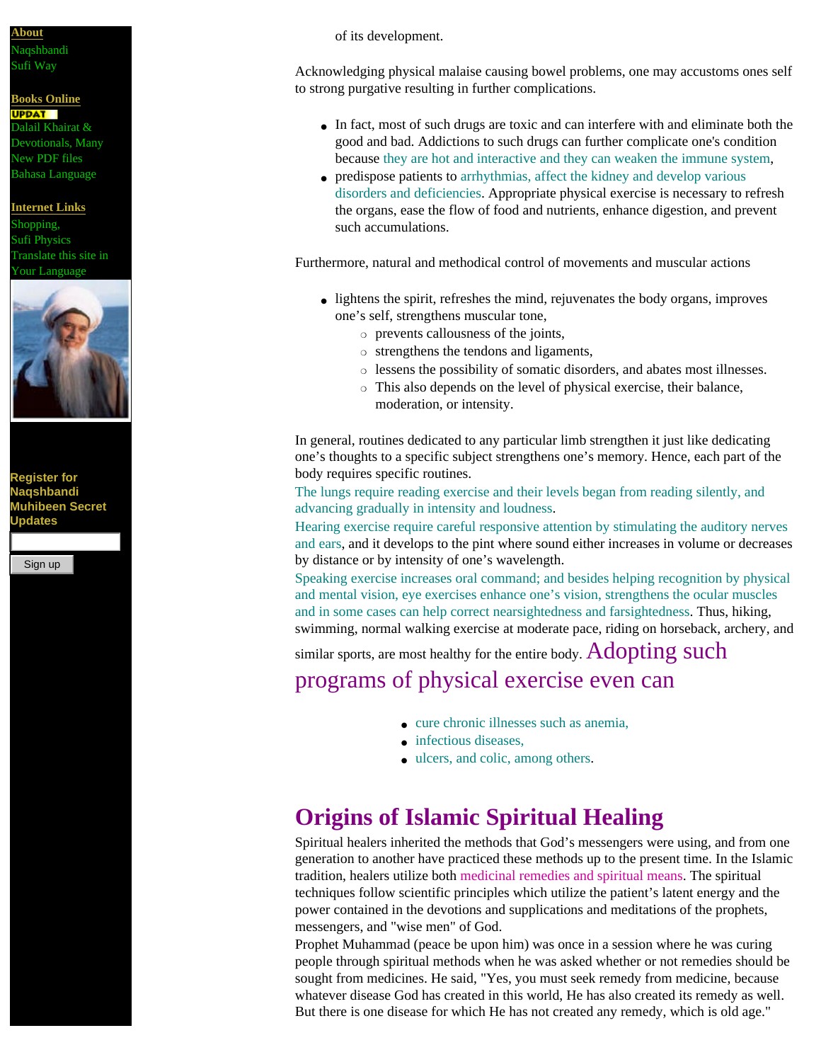About
Naqshbandi Sufi Way

Books Online
UPDAT
Dalail Khairat & Devotionals, Many New PDF files
Bahasa Language

Internet Links
Shopping,
Sufi Physics
Translate this site in Your Language

Register for Naqshbandi Muhibeen Secret Updates

Sign up

of its development.

Acknowledging physical malaise causing bowel problems, one may accustoms ones self to strong purgative resulting in further complications.

- In fact, most of such drugs are toxic and can interfere with and eliminate both the good and bad. Addictions to such drugs can further complicate one's condition because they are hot and interactive and they can weaken the immune system,
- predispose patients to arrhythmias, affect the kidney and develop various disorders and deficiencies. Appropriate physical exercise is necessary to refresh the organs, ease the flow of food and nutrients, enhance digestion, and prevent such accumulations.

Furthermore, natural and methodical control of movements and muscular actions

- lightens the spirit, refreshes the mind, rejuvenates the body organs, improves one's self, strengthens muscular tone,
  - prevents callousness of the joints,
  - strengthens the tendons and ligaments,
  - lessens the possibility of somatic disorders, and abates most illnesses.
  - This also depends on the level of physical exercise, their balance, moderation, or intensity.

In general, routines dedicated to any particular limb strengthen it just like dedicating one's thoughts to a specific subject strengthens one's memory. Hence, each part of the body requires specific routines.
The lungs require reading exercise and their levels began from reading silently, and advancing gradually in intensity and loudness.
Hearing exercise require careful responsive attention by stimulating the auditory nerves and ears, and it develops to the pint where sound either increases in volume or decreases by distance or by intensity of one's wavelength.
Speaking exercise increases oral command; and besides helping recognition by physical and mental vision, eye exercises enhance one's vision, strengthens the ocular muscles and in some cases can help correct nearsightedness and farsightedness. Thus, hiking, swimming, normal walking exercise at moderate pace, riding on horseback, archery, and similar sports, are most healthy for the entire body. Adopting such programs of physical exercise even can

- cure chronic illnesses such as anemia,
- infectious diseases,
- ulcers, and colic, among others.

## Origins of Islamic Spiritual Healing

Spiritual healers inherited the methods that God's messengers were using, and from one generation to another have practiced these methods up to the present time. In the Islamic tradition, healers utilize both medicinal remedies and spiritual means. The spiritual techniques follow scientific principles which utilize the patient's latent energy and the power contained in the devotions and supplications and meditations of the prophets, messengers, and "wise men" of God.
Prophet Muhammad (peace be upon him) was once in a session where he was curing people through spiritual methods when he was asked whether or not remedies should be sought from medicines. He said, "Yes, you must seek remedy from medicine, because whatever disease God has created in this world, He has also created its remedy as well. But there is one disease for which He has not created any remedy, which is old age."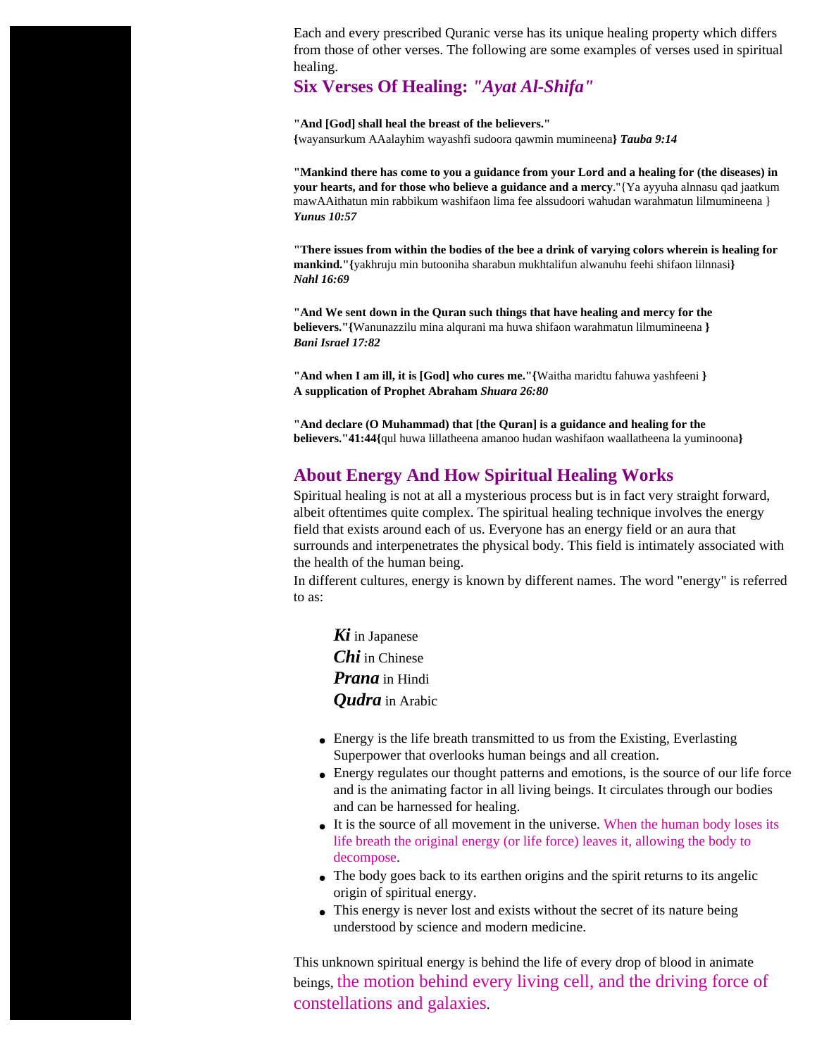Each and every prescribed Quranic verse has its unique healing property which differs from those of other verses. The following are some examples of verses used in spiritual healing.

## Six Verses Of Healing: *"Ayat Al-Shifa"*

**"And [God] shall heal the breast of the believers."**
**{**wayansurkum AAalayhim wayashfi sudoora qawmin mumineena**}** ***Tauba 9:14***

**"Mankind there has come to you a guidance from your Lord and a healing for (the diseases) in your hearts, and for those who believe a guidance and a mercy**."{Ya ayyuha alnnasu qad jaatkum mawAAithatun min rabbikum washifaon lima fee alssudoori wahudan warahmatun lilmumineena }
***Yunus 10:57***

**"There issues from within the bodies of the bee a drink of varying colors wherein is healing for mankind."{**yakhruju min butooniha sharabun mukhtalifun alwanuhu feehi shifaon lilnnasi**}**
***Nahl 16:69***

**"And We sent down in the Quran such things that have healing and mercy for the believers."{**Wanunazzilu mina alqurani ma huwa shifaon warahmatun lilmumineena **}**
***Bani Israel 17:82***

**"And when I am ill, it is [God] who cures me."{**Waitha maridtu fahuwa yashfeeni **}**
**A supplication of Prophet Abraham** ***Shuara 26:80***

**"And declare (O Muhammad) that [the Quran] is a guidance and healing for the believers."41:44{**qul huwa lillatheena amanoo hudan washifaon waallatheena la yuminoona**}**

## About Energy And How Spiritual Healing Works

Spiritual healing is not at all a mysterious process but is in fact very straight forward, albeit oftentimes quite complex. The spiritual healing technique involves the energy field that exists around each of us. Everyone has an energy field or an aura that surrounds and interpenetrates the physical body. This field is intimately associated with the health of the human being.
In different cultures, energy is known by different names. The word "energy" is referred to as:

> ***Ki*** in Japanese
> ***Chi*** in Chinese
> ***Prana*** in Hindi
> ***Qudra*** in Arabic

- Energy is the life breath transmitted to us from the Existing, Everlasting Superpower that overlooks human beings and all creation.
- Energy regulates our thought patterns and emotions, is the source of our life force and is the animating factor in all living beings. It circulates through our bodies and can be harnessed for healing.
- It is the source of all movement in the universe. When the human body loses its life breath the original energy (or life force) leaves it, allowing the body to decompose.
- The body goes back to its earthen origins and the spirit returns to its angelic origin of spiritual energy.
- This energy is never lost and exists without the secret of its nature being understood by science and modern medicine.

This unknown spiritual energy is behind the life of every drop of blood in animate beings, the motion behind every living cell, and the driving force of constellations and galaxies.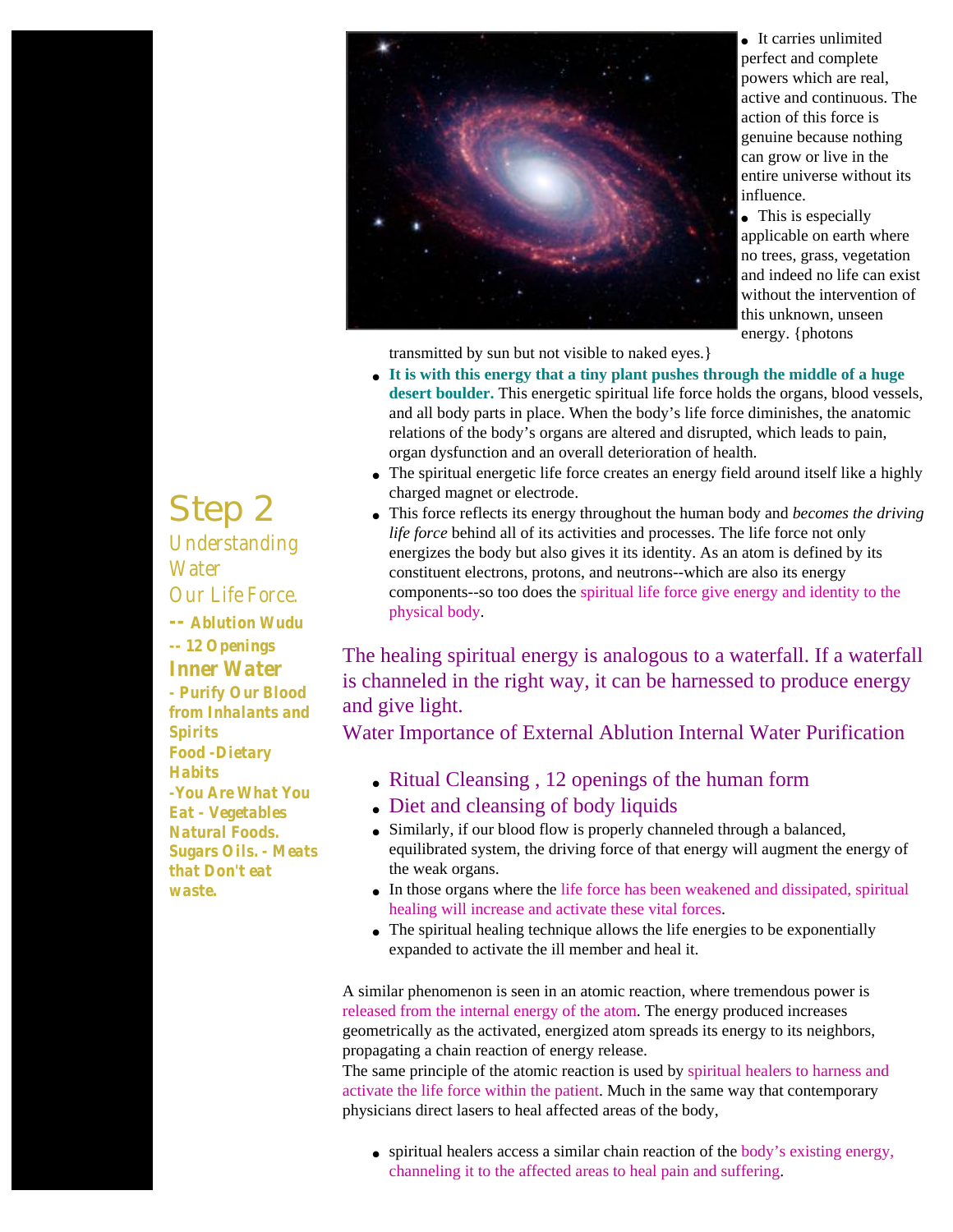## Step 2

Understanding Water

Our Life Force.

**-- Ablution Wudu**

**-- 12 Openings**

**Inner Water**

**- Purify Our Blood from Inhalants and Spirits**

**Food -Dietary Habits**

**-You Are What You Eat - Vegetables Natural Foods. Sugars Oils. - Meats that Don't eat waste.**

- It carries unlimited perfect and complete powers which are real, active and continuous. The action of this force is genuine because nothing can grow or live in the entire universe without its influence.
- This is especially applicable on earth where no trees, grass, vegetation and indeed no life can exist without the intervention of this unknown, unseen energy. {photons transmitted by sun but not visible to naked eyes.}
- **It is with this energy that a tiny plant pushes through the middle of a huge desert boulder.** This energetic spiritual life force holds the organs, blood vessels, and all body parts in place. When the body's life force diminishes, the anatomic relations of the body's organs are altered and disrupted, which leads to pain, organ dysfunction and an overall deterioration of health.
- The spiritual energetic life force creates an energy field around itself like a highly charged magnet or electrode.
- This force reflects its energy throughout the human body and *becomes the driving life force* behind all of its activities and processes. The life force not only energizes the body but also gives it its identity. As an atom is defined by its constituent electrons, protons, and neutrons--which are also its energy components--so too does the spiritual life force give energy and identity to the physical body.

The healing spiritual energy is analogous to a waterfall. If a waterfall is channeled in the right way, it can be harnessed to produce energy and give light.

Water Importance of External Ablution Internal Water Purification

- Ritual Cleansing , 12 openings of the human form
- Diet and cleansing of body liquids
- Similarly, if our blood flow is properly channeled through a balanced, equilibrated system, the driving force of that energy will augment the energy of the weak organs.
- In those organs where the life force has been weakened and dissipated, spiritual healing will increase and activate these vital forces.
- The spiritual healing technique allows the life energies to be exponentially expanded to activate the ill member and heal it.

A similar phenomenon is seen in an atomic reaction, where tremendous power is released from the internal energy of the atom. The energy produced increases geometrically as the activated, energized atom spreads its energy to its neighbors, propagating a chain reaction of energy release.

The same principle of the atomic reaction is used by spiritual healers to harness and activate the life force within the patient. Much in the same way that contemporary physicians direct lasers to heal affected areas of the body,

- spiritual healers access a similar chain reaction of the body's existing energy, channeling it to the affected areas to heal pain and suffering.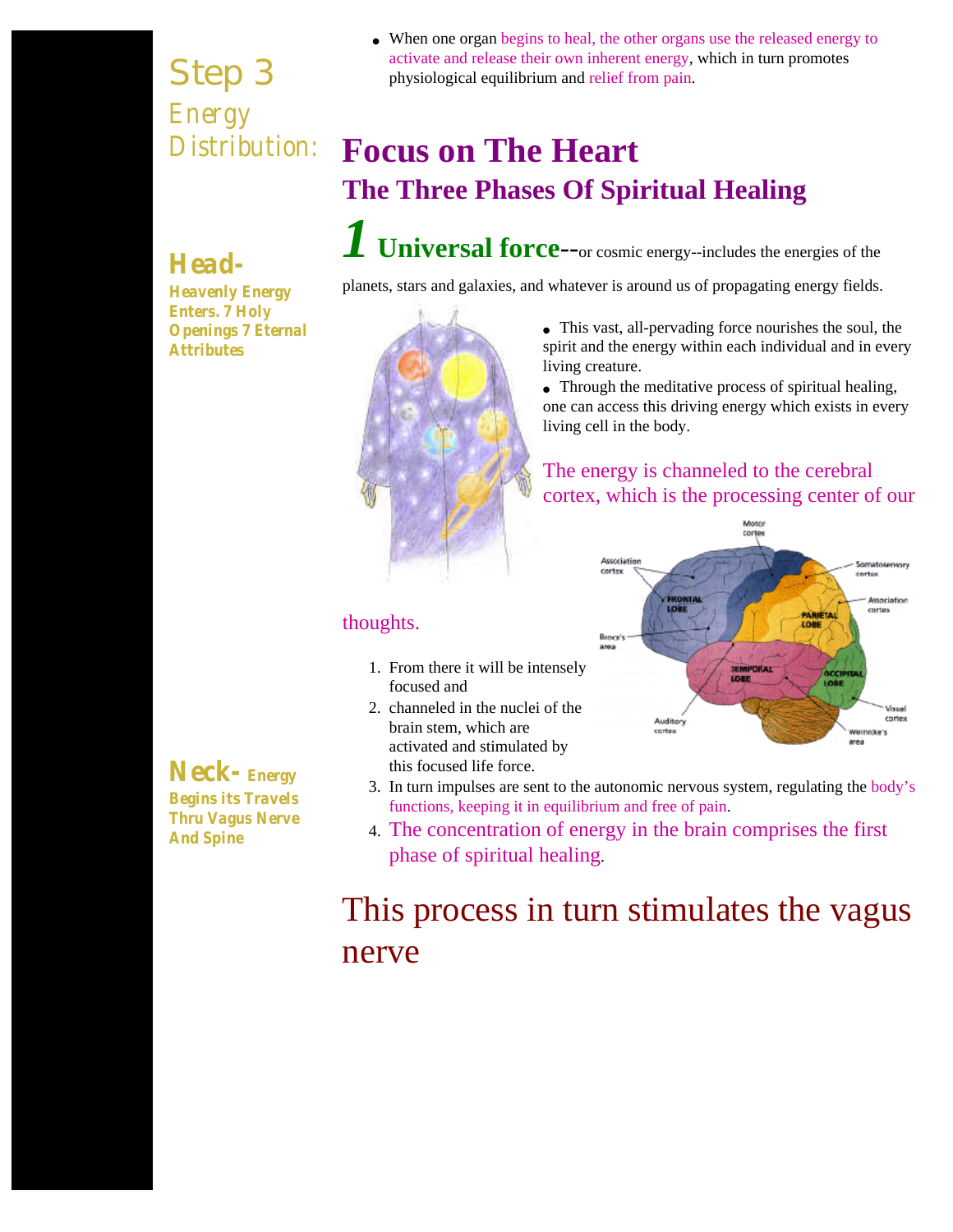- When one organ begins to heal, the other organs use the released energy to activate and release their own inherent energy, which in turn promotes physiological equilibrium and relief from pain.

## Step 3 Energy Distribution:

# Focus on The Heart

## The Three Phases Of Spiritual Healing

**Head-** **Heavenly Energy Enters. 7 Holy Openings 7 Eternal Attributes**

### *1* Universal force--or cosmic energy--includes the energies of the planets, stars and galaxies, and whatever is around us of propagating energy fields.

- This vast, all-pervading force nourishes the soul, the spirit and the energy within each individual and in every living creature.
- Through the meditative process of spiritual healing, one can access this driving energy which exists in every living cell in the body.

The energy is channeled to the cerebral cortex, which is the processing center of our thoughts.

1. From there it will be intensely focused and
2. channeled in the nuclei of the brain stem, which are activated and stimulated by this focused life force.
3. In turn impulses are sent to the autonomic nervous system, regulating the body's functions, keeping it in equilibrium and free of pain.
4. The concentration of energy in the brain comprises the first phase of spiritual healing.

**Neck-** **Energy Begins its Travels Thru Vagus Nerve And Spine**

This process in turn stimulates the vagus nerve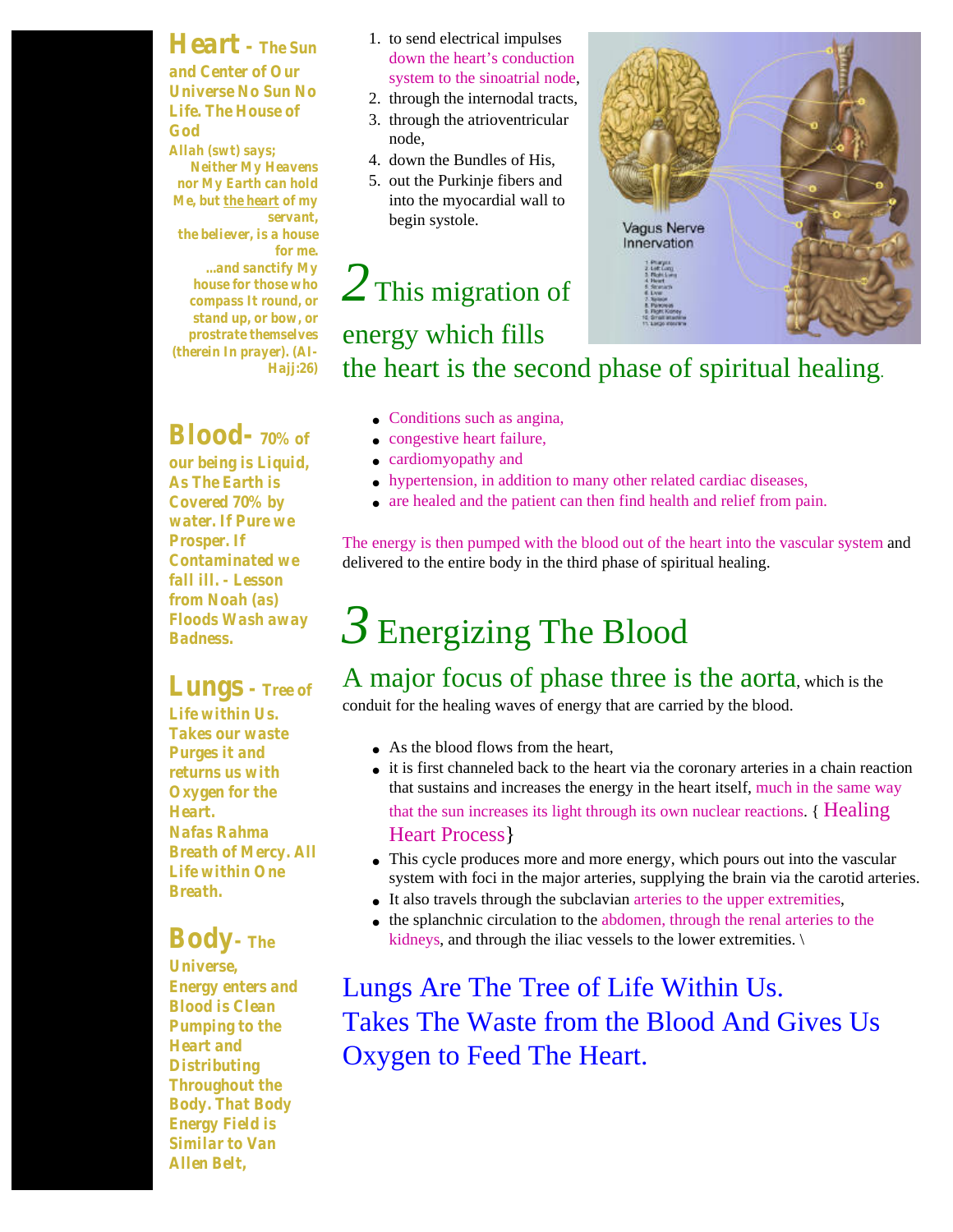**Heart - The Sun and Center of Our Universe No Sun No Life. The House of God**

**Allah (swt) says; Neither My Heavens nor My Earth can hold Me, but the heart of my servant, the believer, is a house for me. ...and sanctify My house for those who compass It round, or stand up, or bow, or prostrate themselves (therein In prayer). (Al-Hajj:26)**

**Blood- 70% of our being is Liquid, As The Earth is Covered 70% by water. If Pure we Prosper. If Contaminated we fall ill. - Lesson from Noah (as) Floods Wash away Badness.**

**Lungs - Tree of Life within Us. Takes our waste Purges it and returns us with Oxygen for the Heart. Nafas Rahma Breath of Mercy. All Life within One Breath.**

**Body- The Universe, Energy enters and Blood is Clean Pumping to the Heart and Distributing Throughout the Body. That Body Energy Field is Similar to Van Allen Belt,**

1. to send electrical impulses down the heart's conduction system to the sinoatrial node,
2. through the internodal tracts,
3. through the atrioventricular node,
4. down the Bundles of His,
5. out the Purkinje fibers and into the myocardial wall to begin systole.

## *2* This migration of energy which fills the heart is the second phase of spiritual healing.

- Conditions such as angina,
- congestive heart failure,
- cardiomyopathy and
- hypertension, in addition to many other related cardiac diseases,
- are healed and the patient can then find health and relief from pain.

The energy is then pumped with the blood out of the heart into the vascular system and delivered to the entire body in the third phase of spiritual healing.

# *3* Energizing The Blood

A major focus of phase three is the aorta, which is the conduit for the healing waves of energy that are carried by the blood.

- As the blood flows from the heart,
- it is first channeled back to the heart via the coronary arteries in a chain reaction that sustains and increases the energy in the heart itself, much in the same way that the sun increases its light through its own nuclear reactions. { Healing Heart Process}
- This cycle produces more and more energy, which pours out into the vascular system with foci in the major arteries, supplying the brain via the carotid arteries.
- It also travels through the subclavian arteries to the upper extremities,
- the splanchnic circulation to the abdomen, through the renal arteries to the kidneys, and through the iliac vessels to the lower extremities. \

## Lungs Are The Tree of Life Within Us. Takes The Waste from the Blood And Gives Us Oxygen to Feed The Heart.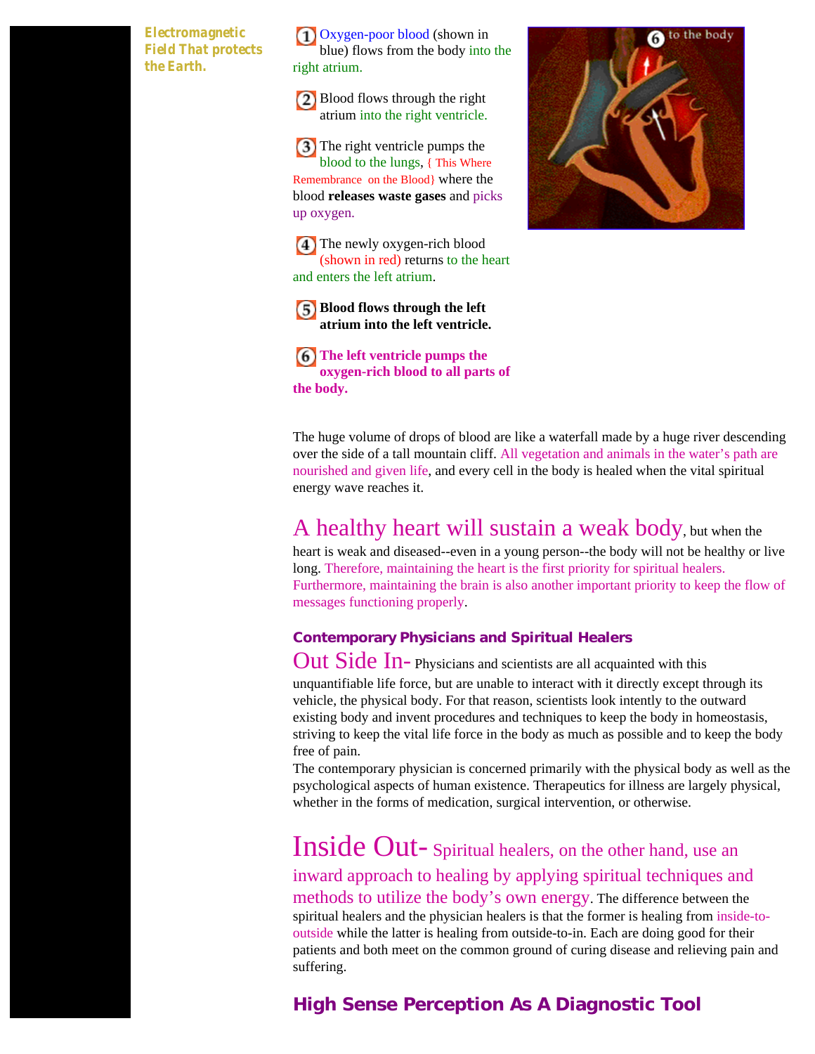*Electromagnetic Field That protects the Earth.*

1. Oxygen-poor blood (shown in blue) flows from the body into the right atrium.

2. Blood flows through the right atrium into the right ventricle.

3. The right ventricle pumps the blood to the lungs, { This Where Remembrance on the Blood} where the blood **releases waste gases** and picks up oxygen.

4. The newly oxygen-rich blood (shown in red) returns to the heart and enters the left atrium.

5. **Blood flows through the left atrium into the left ventricle.**

6. **The left ventricle pumps the oxygen-rich blood to all parts of the body.**

The huge volume of drops of blood are like a waterfall made by a huge river descending over the side of a tall mountain cliff. All vegetation and animals in the water's path are nourished and given life, and every cell in the body is healed when the vital spiritual energy wave reaches it.

A healthy heart will sustain a weak body, but when the heart is weak and diseased--even in a young person--the body will not be healthy or live long. Therefore, maintaining the heart is the first priority for spiritual healers. Furthermore, maintaining the brain is also another important priority to keep the flow of messages functioning properly.

### Contemporary Physicians and Spiritual Healers

Out Side In- Physicians and scientists are all acquainted with this unquantifiable life force, but are unable to interact with it directly except through its vehicle, the physical body. For that reason, scientists look intently to the outward existing body and invent procedures and techniques to keep the body in homeostasis, striving to keep the vital life force in the body as much as possible and to keep the body free of pain.

The contemporary physician is concerned primarily with the physical body as well as the psychological aspects of human existence. Therapeutics for illness are largely physical, whether in the forms of medication, surgical intervention, or otherwise.

Inside Out- Spiritual healers, on the other hand, use an inward approach to healing by applying spiritual techniques and methods to utilize the body's own energy. The difference between the spiritual healers and the physician healers is that the former is healing from inside-to-outside while the latter is healing from outside-to-in. Each are doing good for their patients and both meet on the common ground of curing disease and relieving pain and suffering.

## High Sense Perception As A Diagnostic Tool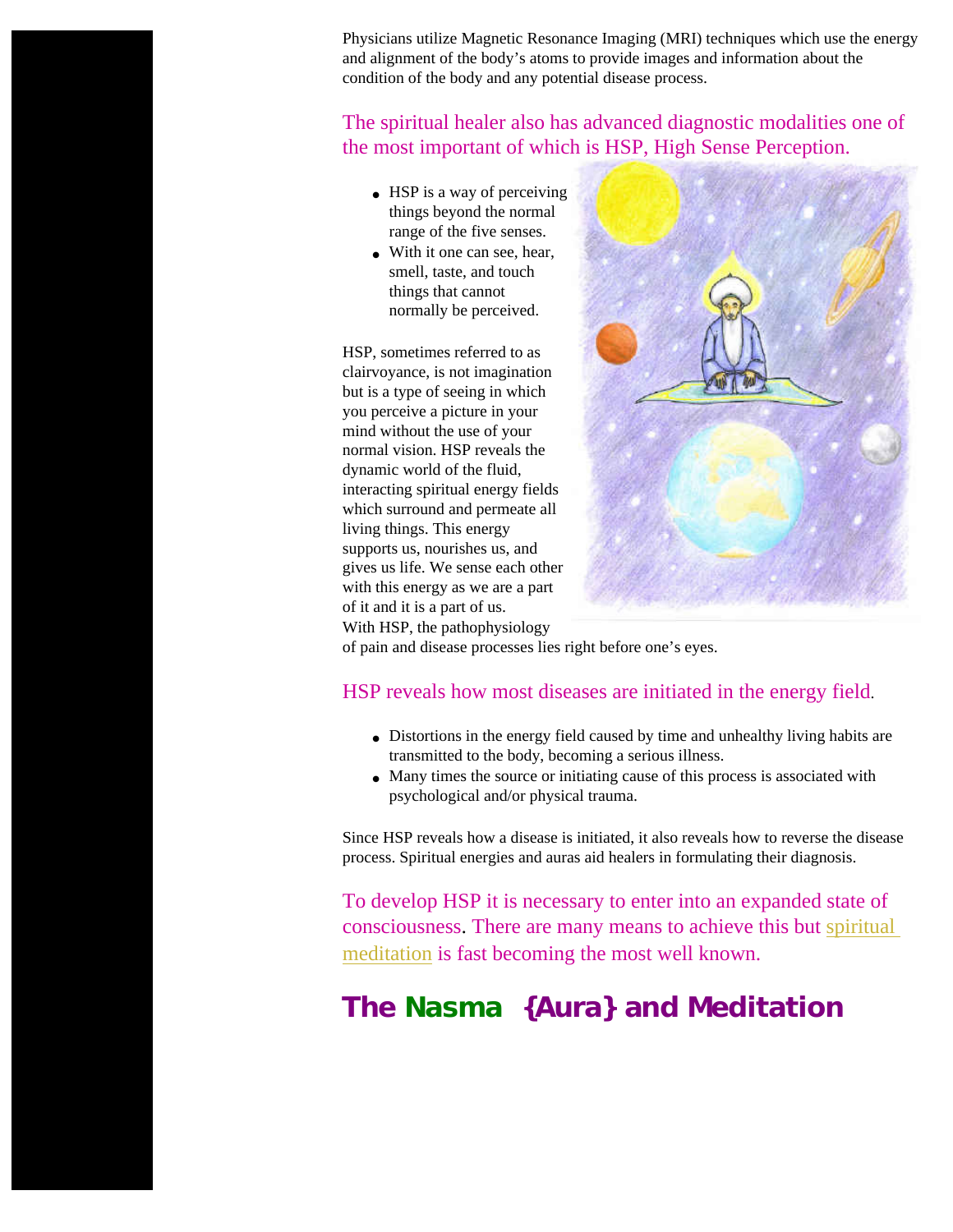Physicians utilize Magnetic Resonance Imaging (MRI) techniques which use the energy and alignment of the body's atoms to provide images and information about the condition of the body and any potential disease process.

The spiritual healer also has advanced diagnostic modalities one of the most important of which is HSP, High Sense Perception.

- HSP is a way of perceiving things beyond the normal range of the five senses.
- With it one can see, hear, smell, taste, and touch things that cannot normally be perceived.

HSP, sometimes referred to as clairvoyance, is not imagination but is a type of seeing in which you perceive a picture in your mind without the use of your normal vision. HSP reveals the dynamic world of the fluid, interacting spiritual energy fields which surround and permeate all living things. This energy supports us, nourishes us, and gives us life. We sense each other with this energy as we are a part of it and it is a part of us. With HSP, the pathophysiology of pain and disease processes lies right before one's eyes.

HSP reveals how most diseases are initiated in the energy field.

- Distortions in the energy field caused by time and unhealthy living habits are transmitted to the body, becoming a serious illness.
- Many times the source or initiating cause of this process is associated with psychological and/or physical trauma.

Since HSP reveals how a disease is initiated, it also reveals how to reverse the disease process. Spiritual energies and auras aid healers in formulating their diagnosis.

To develop HSP it is necessary to enter into an expanded state of consciousness. There are many means to achieve this but spiritual meditation is fast becoming the most well known.

## The Nasma {Aura} and Meditation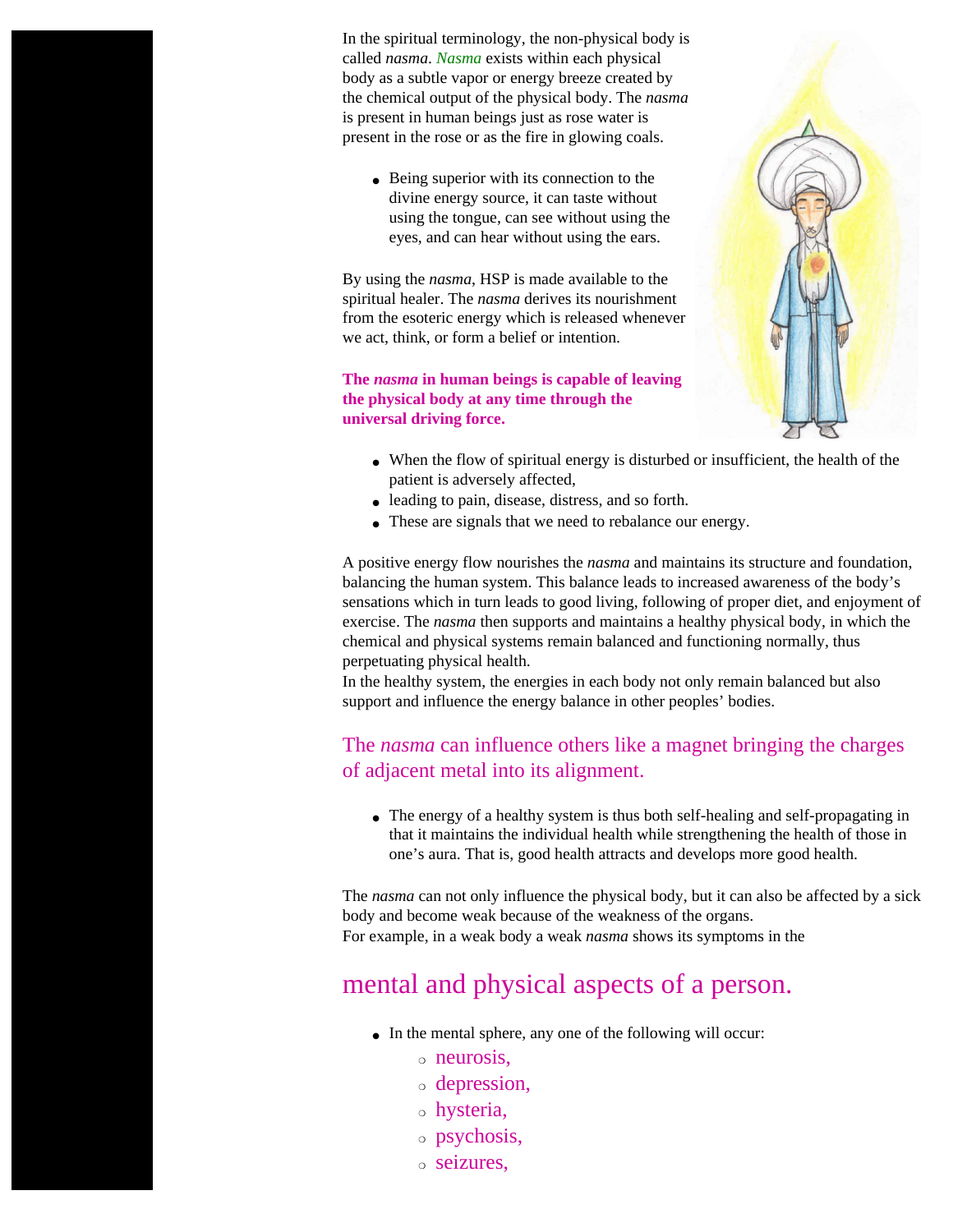In the spiritual terminology, the non-physical body is called *nasma*. *Nasma* exists within each physical body as a subtle vapor or energy breeze created by the chemical output of the physical body. The *nasma* is present in human beings just as rose water is present in the rose or as the fire in glowing coals.

- Being superior with its connection to the divine energy source, it can taste without using the tongue, can see without using the eyes, and can hear without using the ears.

By using the *nasma*, HSP is made available to the spiritual healer. The *nasma* derives its nourishment from the esoteric energy which is released whenever we act, think, or form a belief or intention.

**The *nasma* in human beings is capable of leaving the physical body at any time through the universal driving force.**

- When the flow of spiritual energy is disturbed or insufficient, the health of the patient is adversely affected,
- leading to pain, disease, distress, and so forth.
- These are signals that we need to rebalance our energy.

A positive energy flow nourishes the *nasma* and maintains its structure and foundation, balancing the human system. This balance leads to increased awareness of the body's sensations which in turn leads to good living, following of proper diet, and enjoyment of exercise. The *nasma* then supports and maintains a healthy physical body, in which the chemical and physical systems remain balanced and functioning normally, thus perpetuating physical health.
In the healthy system, the energies in each body not only remain balanced but also support and influence the energy balance in other peoples' bodies.

### The *nasma* can influence others like a magnet bringing the charges of adjacent metal into its alignment.

- The energy of a healthy system is thus both self-healing and self-propagating in that it maintains the individual health while strengthening the health of those in one's aura. That is, good health attracts and develops more good health.

The *nasma* can not only influence the physical body, but it can also be affected by a sick body and become weak because of the weakness of the organs.
For example, in a weak body a weak *nasma* shows its symptoms in the

## mental and physical aspects of a person.

- In the mental sphere, any one of the following will occur:
  - neurosis,
  - depression,
  - hysteria,
  - psychosis,
  - seizures,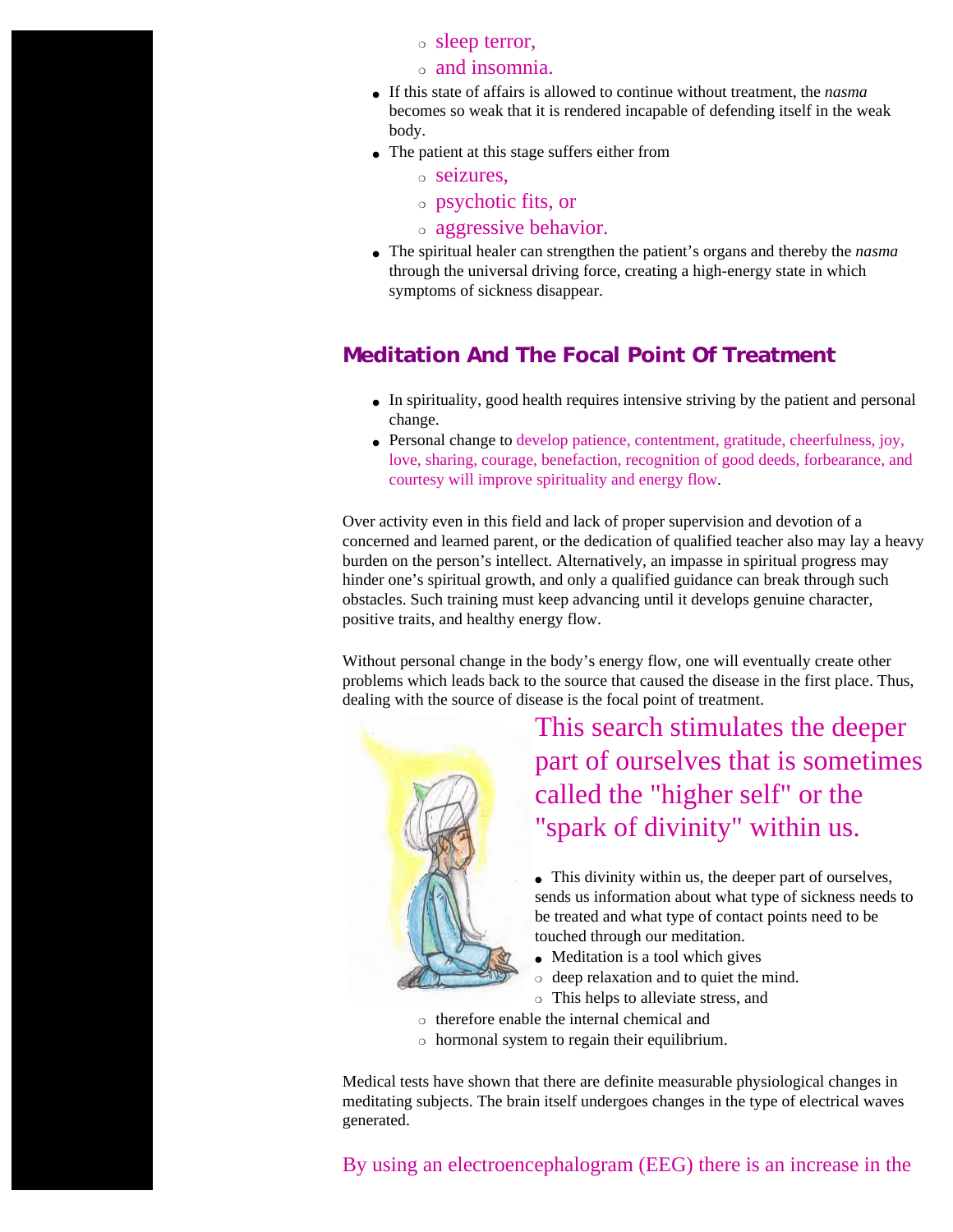- sleep terror,
- and insomnia.

- If this state of affairs is allowed to continue without treatment, the *nasma* becomes so weak that it is rendered incapable of defending itself in the weak body.
- The patient at this stage suffers either from
  - seizures,
  - psychotic fits, or
  - aggressive behavior.
- The spiritual healer can strengthen the patient's organs and thereby the *nasma* through the universal driving force, creating a high-energy state in which symptoms of sickness disappear.

## Meditation And The Focal Point Of Treatment

- In spirituality, good health requires intensive striving by the patient and personal change.
- Personal change to develop patience, contentment, gratitude, cheerfulness, joy, love, sharing, courage, benefaction, recognition of good deeds, forbearance, and courtesy will improve spirituality and energy flow.

Over activity even in this field and lack of proper supervision and devotion of a concerned and learned parent, or the dedication of qualified teacher also may lay a heavy burden on the person's intellect. Alternatively, an impasse in spiritual progress may hinder one's spiritual growth, and only a qualified guidance can break through such obstacles. Such training must keep advancing until it develops genuine character, positive traits, and healthy energy flow.

Without personal change in the body's energy flow, one will eventually create other problems which leads back to the source that caused the disease in the first place. Thus, dealing with the source of disease is the focal point of treatment.

This search stimulates the deeper part of ourselves that is sometimes called the "higher self" or the "spark of divinity" within us.

- This divinity within us, the deeper part of ourselves, sends us information about what type of sickness needs to be treated and what type of contact points need to be touched through our meditation.
- Meditation is a tool which gives
  - deep relaxation and to quiet the mind.
  - This helps to alleviate stress, and
  - therefore enable the internal chemical and
  - hormonal system to regain their equilibrium.

Medical tests have shown that there are definite measurable physiological changes in meditating subjects. The brain itself undergoes changes in the type of electrical waves generated.

By using an electroencephalogram (EEG) there is an increase in the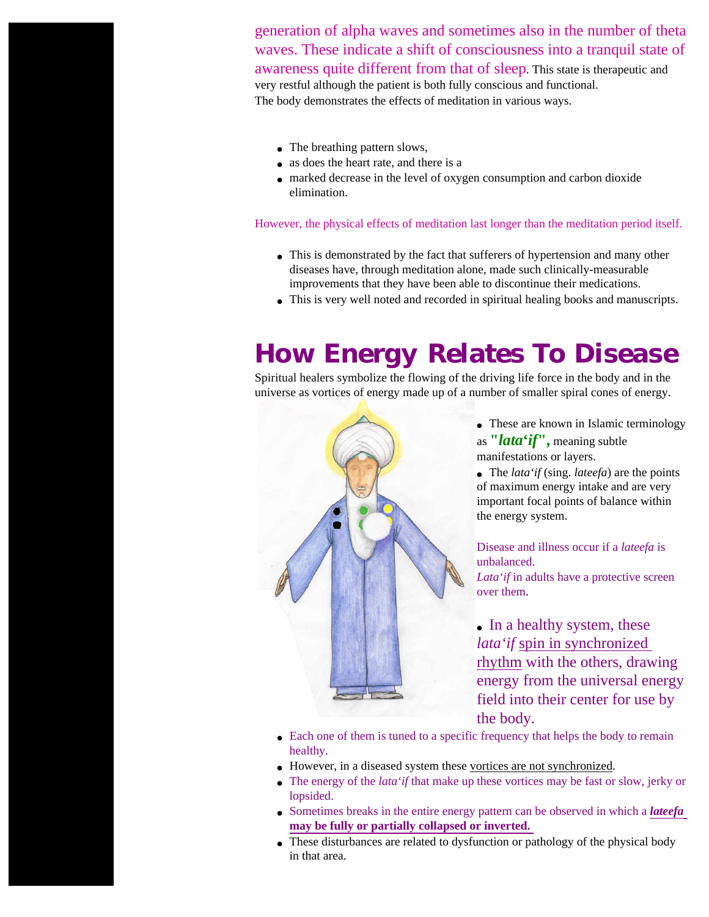generation of alpha waves and sometimes also in the number of theta waves. These indicate a shift of consciousness into a tranquil state of awareness quite different from that of sleep. This state is therapeutic and very restful although the patient is both fully conscious and functional. The body demonstrates the effects of meditation in various ways.

- The breathing pattern slows,
- as does the heart rate, and there is a
- marked decrease in the level of oxygen consumption and carbon dioxide elimination.

However, the physical effects of meditation last longer than the meditation period itself.

- This is demonstrated by the fact that sufferers of hypertension and many other diseases have, through meditation alone, made such clinically-measurable improvements that they have been able to discontinue their medications.
- This is very well noted and recorded in spiritual healing books and manuscripts.

# How Energy Relates To Disease

Spiritual healers symbolize the flowing of the driving life force in the body and in the universe as vortices of energy made up of a number of smaller spiral cones of energy.

- These are known in Islamic terminology as ***"lata'if",*** meaning subtle manifestations or layers.
- The *lata'if* (sing. *lateefa*) are the points of maximum energy intake and are very important focal points of balance within the energy system.

Disease and illness occur if a *lateefa* is unbalanced.
*Lata'if* in adults have a protective screen over them.

- In a healthy system, these *lata'if* spin in synchronized rhythm with the others, drawing energy from the universal energy field into their center for use by the body.
- Each one of them is tuned to a specific frequency that helps the body to remain healthy.
- However, in a diseased system these vortices are not synchronized.
- The energy of the *lata'if* that make up these vortices may be fast or slow, jerky or lopsided.
- Sometimes breaks in the entire energy pattern can be observed in which a ***lateefa* may be fully or partially collapsed or inverted.**
- These disturbances are related to dysfunction or pathology of the physical body in that area.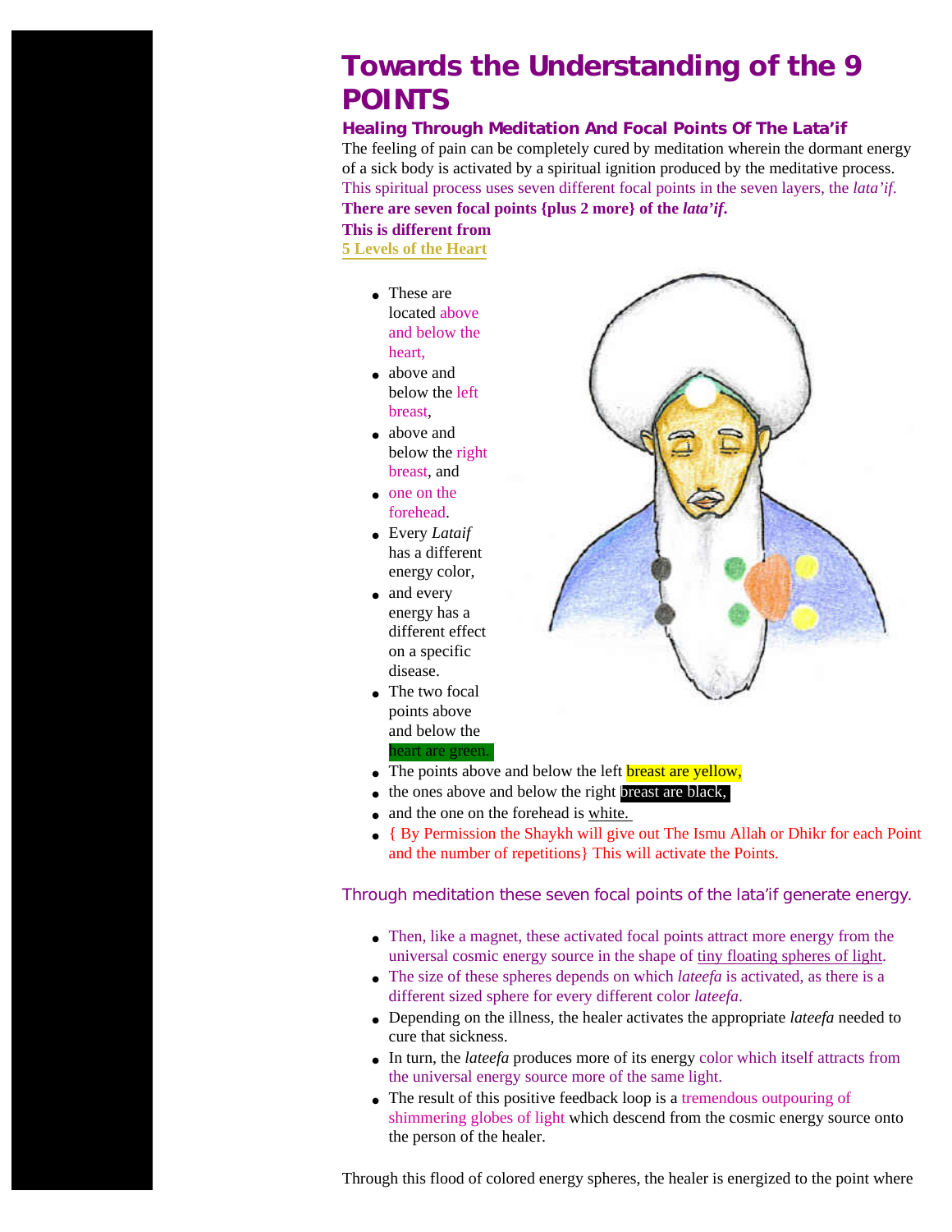# Towards the Understanding of the 9 POINTS

### Healing Through Meditation And Focal Points Of The Lata'if

The feeling of pain can be completely cured by meditation wherein the dormant energy of a sick body is activated by a spiritual ignition produced by the meditative process. This spiritual process uses seven different focal points in the seven layers, the *lata'if*.

**There are seven focal points {plus 2 more} of the *lata'if*.**

**This is different from**
**5 Levels of the Heart**

- These are located above and below the heart,
- above and below the left breast,
- above and below the right breast, and
- one on the forehead.
- Every *Lataif* has a different energy color,
- and every energy has a different effect on a specific disease.
- The two focal points above and below the heart are green.
- The points above and below the left breast are yellow,
- the ones above and below the right breast are black,
- and the one on the forehead is white.
- { By Permission the Shaykh will give out The Ismu Allah or Dhikr for each Point and the number of repetitions} This will activate the Points.

Through meditation these seven focal points of the lata'if generate energy.

- Then, like a magnet, these activated focal points attract more energy from the universal cosmic energy source in the shape of tiny floating spheres of light.
- The size of these spheres depends on which *lateefa* is activated, as there is a different sized sphere for every different color *lateefa*.
- Depending on the illness, the healer activates the appropriate *lateefa* needed to cure that sickness.
- In turn, the *lateefa* produces more of its energy color which itself attracts from the universal energy source more of the same light.
- The result of this positive feedback loop is a tremendous outpouring of shimmering globes of light which descend from the cosmic energy source onto the person of the healer.

Through this flood of colored energy spheres, the healer is energized to the point where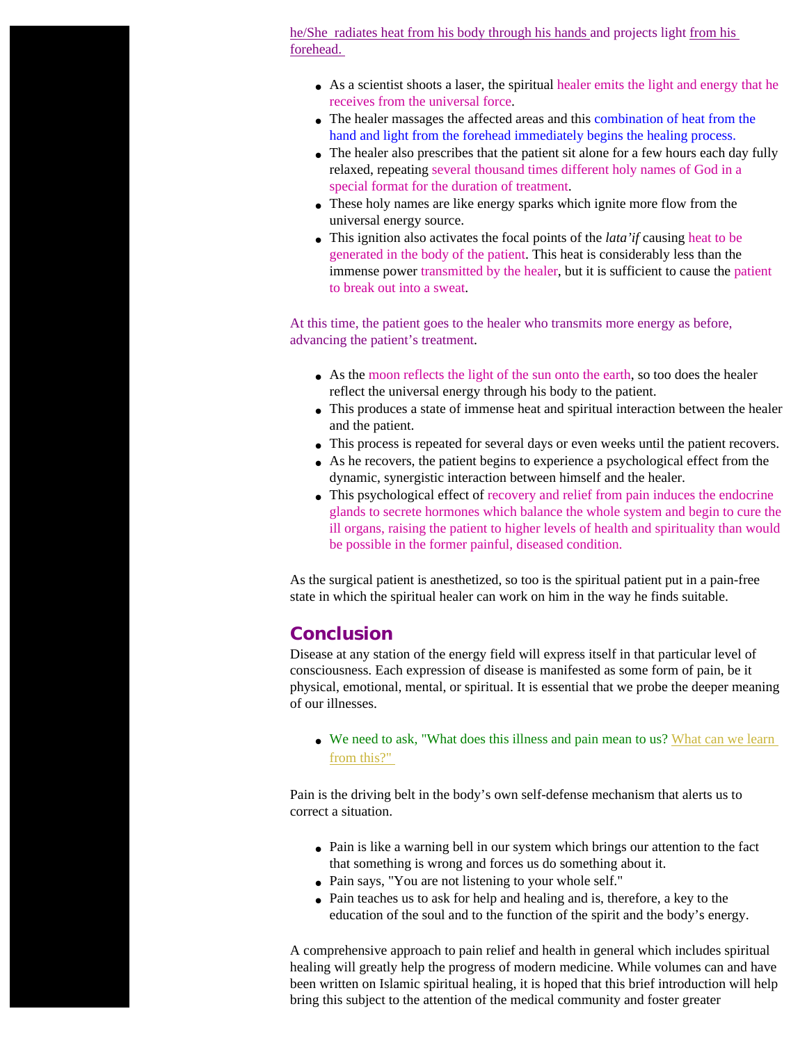he/She radiates heat from his body through his hands and projects light from his forehead.

- As a scientist shoots a laser, the spiritual healer emits the light and energy that he receives from the universal force.
- The healer massages the affected areas and this combination of heat from the hand and light from the forehead immediately begins the healing process.
- The healer also prescribes that the patient sit alone for a few hours each day fully relaxed, repeating several thousand times different holy names of God in a special format for the duration of treatment.
- These holy names are like energy sparks which ignite more flow from the universal energy source.
- This ignition also activates the focal points of the *lata'if* causing heat to be generated in the body of the patient. This heat is considerably less than the immense power transmitted by the healer, but it is sufficient to cause the patient to break out into a sweat.

At this time, the patient goes to the healer who transmits more energy as before, advancing the patient's treatment.

- As the moon reflects the light of the sun onto the earth, so too does the healer reflect the universal energy through his body to the patient.
- This produces a state of immense heat and spiritual interaction between the healer and the patient.
- This process is repeated for several days or even weeks until the patient recovers.
- As he recovers, the patient begins to experience a psychological effect from the dynamic, synergistic interaction between himself and the healer.
- This psychological effect of recovery and relief from pain induces the endocrine glands to secrete hormones which balance the whole system and begin to cure the ill organs, raising the patient to higher levels of health and spirituality than would be possible in the former painful, diseased condition.

As the surgical patient is anesthetized, so too is the spiritual patient put in a pain-free state in which the spiritual healer can work on him in the way he finds suitable.

## Conclusion

Disease at any station of the energy field will express itself in that particular level of consciousness. Each expression of disease is manifested as some form of pain, be it physical, emotional, mental, or spiritual. It is essential that we probe the deeper meaning of our illnesses.

- We need to ask, "What does this illness and pain mean to us? What can we learn from this?"

Pain is the driving belt in the body's own self-defense mechanism that alerts us to correct a situation.

- Pain is like a warning bell in our system which brings our attention to the fact that something is wrong and forces us do something about it.
- Pain says, "You are not listening to your whole self."
- Pain teaches us to ask for help and healing and is, therefore, a key to the education of the soul and to the function of the spirit and the body's energy.

A comprehensive approach to pain relief and health in general which includes spiritual healing will greatly help the progress of modern medicine. While volumes can and have been written on Islamic spiritual healing, it is hoped that this brief introduction will help bring this subject to the attention of the medical community and foster greater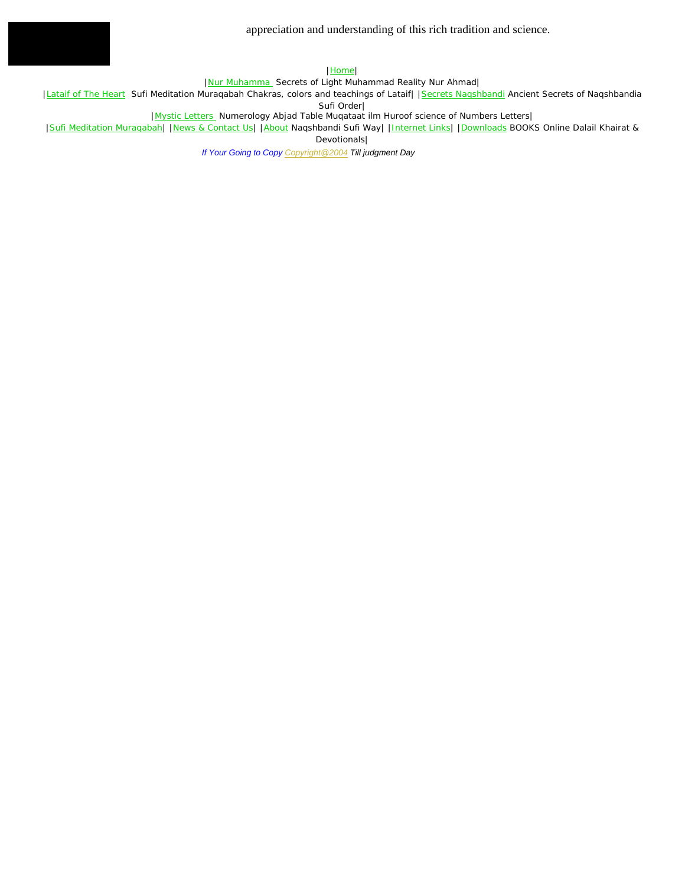appreciation and understanding of this rich tradition and science.

|Home|

|Nur Muhamma  Secrets of Light Muhammad Reality Nur Ahmad|

|Lataif of The Heart  Sufi Meditation Muraqabah Chakras, colors and teachings of Lataif| |Secrets Naqshbandi Ancient Secrets of Naqshbandia Sufi Order|

|Mystic Letters  Numerology Abjad Table Muqataat ilm Huroof science of Numbers Letters|

|Sufi Meditation Muraqabah| |News & Contact Us| |About Naqshbandi Sufi Way| |Internet Links| |Downloads BOOKS Online Dalail Khairat & Devotionals|

*If Your Going to Copy Copyright@2004 Till judgment Day*